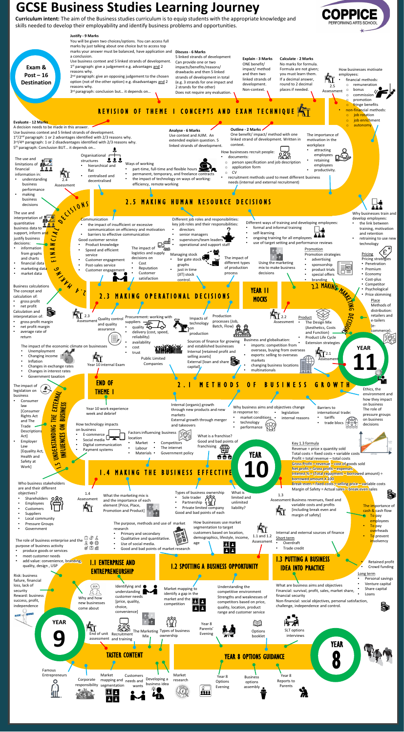# GCSE Business Studies Learning Journey

**Curriculum intent:** The aim of the Business studies curriculum is to equip students with the appropriate knowledge and skills needed to develop their employability and identify business problems and opportunities.

COPPICE PERFORMING ARTS SCHOOL

## Exam & Post – 16 Destination

**Justify - 9 Marks**
You will be given two choices/options. You can access full marks by just talking about one choice but to access top marks your answer must be balanced, have application and a conclusion.
Use business context and 5 linked strands of development.
1st paragraph: give a judgement e.g. advantages and 2 reasons why.
2nd paragraph: give an opposing judgement to the chosen option (not of the other option) e.g. disadvantages and 2 reasons why.
3rd paragraph: conclusion but… it depends on…

**Discuss - 6 Marks**
5 linked strands of development
Can provide one or two impacts/benefits/reasons/drawbacks and then 5 linked strands of development in total (e.g. 3 strands for one impact and 2 strands for the other)
Does not require any evaluation.

**Explain - 3 Marks**
ONE benefit/impact/method and then two linked strands of development. Non-context.

**Calculate - 2 Marks**
No marks for formula. Formula are not given; you must learn them. If a decimal answer, round to 2 decimal places if needed.

**Evaluate - 12 Marks**
A decision needs to be made in this answer.
Use business context and 5 linked strands of development.
1st/2nd paragraph: 1 or 2 advantages identified with 2/3 reasons why.
3rd/4th paragraph: 1 or 2 disadvantages identified with 2/3 reasons why.
5th paragraph: Conclusion BUT… it depends on…

**Analyse - 6 Marks**
Use context and AIJM. An extended explain question. 5 linked strands of development.

**Outline - 2 Marks**
One benefit/ impact/ method with one linked strand of development. Written in context.

## REVISION OF THEME 1 CONCEPTS AND EXAM TECHNIQUE

## YEAR 11

### 2.5 MAKING HUMAN RESOURCE DECISIONS

How businesses motivate employees:
- financial methods:
  - remuneration
  - bonus
  - commission
  - promotion
  - fringe benefits
- non-financial methods:
  - job rotation
  - job enrichment
  - autonomy

2.5 Assessment

The importance of motivation in the workplace
- attracting employees
- retaining employees
- productivity.

How businesses recruit people:
- documents:
  - person specification and job description
  - application form
  - CV
- recruitment methods used to meet different business needs (internal and external recruitment)

Organisational structures
- hierarchical and flat
- centralised and decentralised

Ways of working
- part-time, full-time and flexible hours
- permanent, temporary, and freelance contracts
- the impact of technology on ways of working: efficiency, remote working

Why businesses train and develop employees:
- the link between training, motivation and retention
- retraining to use new technology

Different ways of training and developing employees:
- formal and informal training
- self-learning
- ongoing training for all employees
- use of target setting and performance reviews

Different job roles and responsibilities: key job roles and their responsibilities:
- directors
- senior managers
- supervisors/team leaders
- operational and support staff

Communication
- the impact of insufficient or excessive communication on efficiency and motivation
- barriers to effective communication

### 2.4 MAKING FINANCIAL DECISIONS

The use and limitations of financial information in:
- understanding business performance
- making business decisions

2.4 Assessment

The use and interpretation of quantitative business data to support, inform and justify business decisions:
- information from graphs and charts
- financial data
- marketing data
- market data

Business calculations
The concept and calculation of:
- gross profit
- net profit

Calculation and interpretation of:
- gross profit margin
- net profit margin
- average rate of return

### 2.3 MAKING OPERATIONAL DECISIONS

Good customer service
- Product knowledge
- Speed and efficient service
- Customer engagement
- Post-sales service
- Customer engagement

The impact of logistics and supply decisions on
- Cost
- Reputation
- Customer satisfaction

Managing stock
- bar gate stock graphs
- just in time (JIT) stock control.

The impact of different types of production process

2.3 Assessment

Quality control and quality assurance

Procurement: working with suppliers
- quality
- delivery (cost, speed, reliability)
- availability
- cost
- trust

Impacts of technology on production

Production processes (Job, Batch, Flow)

### YEAR 11 MOCKS

### 2.2 MAKING MARKETING DECISIONS

Promotion
Promotion strategies
- advertising
- sponsorship
- product trials
- special offers
- branding

Using the marketing mix to make business decisions

Pricing
Pricing strategies
- Penetration
- Premium
- Economy
- Cost-plus
- Competitor
- Psychological
- Price skimming

Place
Methods of distribution: retailers and e-tailers (e-commerce).

2.2 Assessment

Product
- The Design Mix (Aesthetics, Costs and Function)
- Product Life Cycle
- Extension strategies

2.1 Assessment

### 2.1 METHODS OF BUSINESS GROWTH

The impact of the economic climate on businesses
- Unemployment
- Changing income
- Inflation
- Changes in exchange rates
- Changes in interest rates
- Government taxation

Year 10 internal Exam

Public Limited Companies

Sources of finance for growing and established businesses
Internal [retained profit and selling assets]
External [loan and share capital]

Business and globalisation:
- imports: competition from overseas, buying from overseas
- exports: selling to overseas markets
- changing business locations
- multinationals

Ethics, the environment and how they impact on business
The role of pressure groups on business decisions

## YEAR 10

### END OF THEME 1

### 1.5 UNDERSTANDING THE EXTERNAL INFLUENCES ON BUSINESS

The impact of legislation on business
- Consumer law [Consumer Rights Act and The Trade Descriptions Act]
- Employer Law [Equality Act, Health and Safety at Work]

Year 10 work experience week and debrief

How technology impacts on business
- E-commerce
- Social media
- Digital communication
- Payment systems

Factors influencing business location
- Market
- Labour
- Materials
- Competitors
- The internet
- Government policy

Internal (organic) growth through new products and new markets
External growth through merger and takeovers

What is a franchise? Good and bad points of franchising

Why business aims and objectives change in response to:
- market conditions
- technology
- performance
- legislation
- internal reasons

Barriers to international trade:
- tariffs
- trade blocs

Key 1.3 formula
Revenue = price x quantity sold
Total costs = fixed costs + variable costs
Profit = total revenue – total costs
Gross Profit = revenue – cost of goods sold
Net profit = Gross profit – expenses
Interest % = (Total repayment – borrowed amount) ÷ borrowed amount X 100
Break-even = fixed costs ÷ selling price – variable costs
Margin of Safety = Actual sales – break even sales

### 1.4 MAKING THE BUSINESS EFFECTIVE

Who business stakeholders are and their different objectives?
- Shareholders
- Employees
- Customers
- Suppliers
- Local community
- Pressure Groups
- Government

1.4 Assessment

What the marketing mix is and the importance of each element [Price, Place, Promotion and Product]

Types of business ownership
- Sole trader
- Partnership
- Private limited company

Good and bad points of each

What is limited and unlimited liability?

1.3 Assessment

Business revenues, fixed and variable costs and profits [including break even and margin of safety]

The importance of cash & cash flow
- To pay employees
- To pay overheads
- To prevent insolvency

The purpose, methods and use of market research
- Primary and secondary
- Qualitative and quantitative.
- Use of social media.
- Good and bad points of market research

How businesses use market segmentation to target customers based on location, demographics, lifestyle, income, age

1.1 and 1.2 Assessment

Internal and external sources of finance
Short term
- Overdraft
- Trade credit

Long term
- Retained profit
- Crowd funding
- Personal savings
- Venture capital
- Share capital
- Loans

The role of business enterprise and the purpose of business activity
- produce goods or services
- meet customer needs
- add value: convenience, branding, quality, design, USP

### 1.1 ENTERPRISE AND ENTREPRENEURSHIP

### 1.2 SPOTTING A BUSINESS OPPORTUNITY

### 1.3 PUTTING A BUSINESS IDEA INTO PRACTICE

Risk: business failure, financial loss, lack of security
Reward: business success, profit, independence

Why and how new businesses come about

Identifying and understanding customer needs [price, quality, choice, convenience]

Market mapping to identify a gap in the market and the competition

Understanding the competitive environment
Strengths and weaknesses of competitors based on price, quality, location, product range and customer service

What are business aims and objectives
Financial: survival, profit, sales, market share, financial security
Non-financial: social objectives, personal satisfaction, challenge, independence and control.

## YEAR 9

End of unit assessment and training

Recruitment

The Marketing Mix

Types of business ownership

Year 8 Parents' Evening

Options booklet

SLT options interviews

### TASTER CONTENT

### YEAR 8 OPTIONS GUIDANCE

## YEAR 8

Famous Entrepreneurs

Corporate responsibility

Market mapping and segmentation

Customers needs and wants

Developing a business idea

Market research

Year 8 Options Evening

Business options assembly

Year 8 Reports to Parents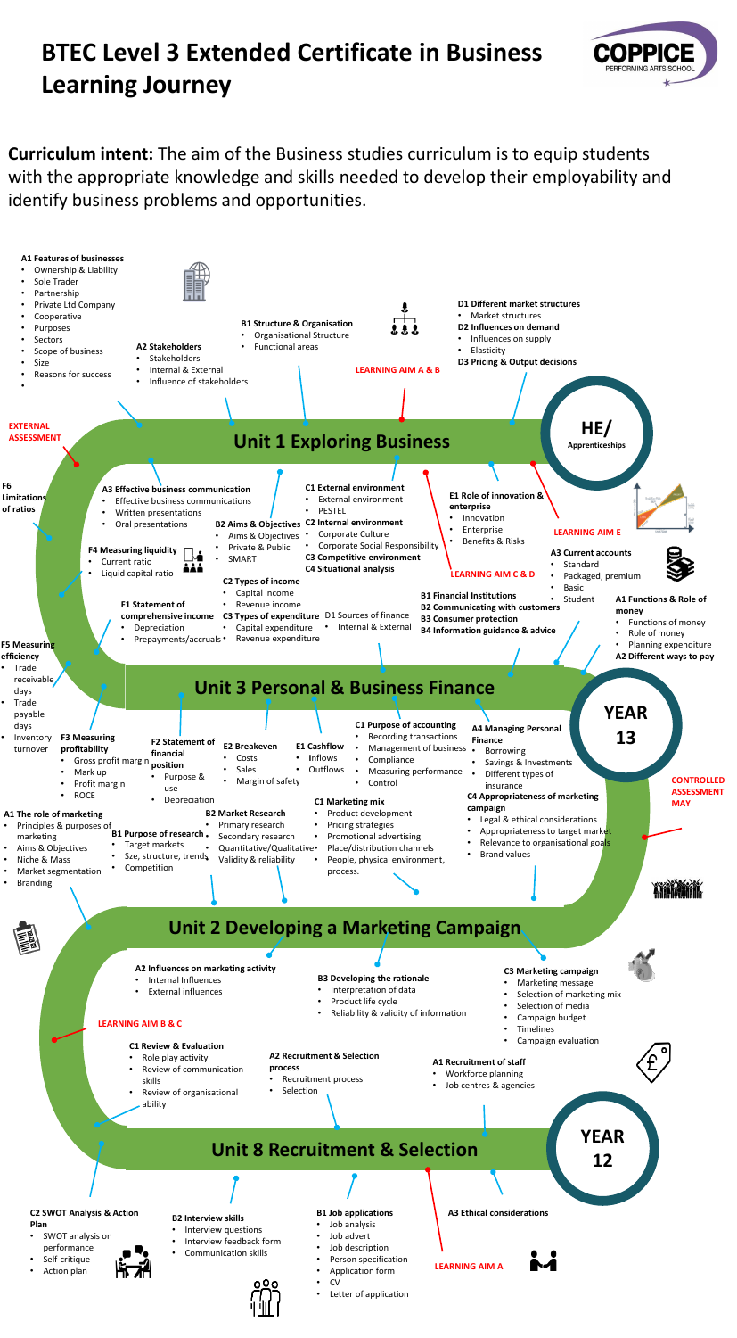# BTEC Level 3 Extended Certificate in Business Learning Journey

**Curriculum intent:** The aim of the Business studies curriculum is to equip students with the appropriate knowledge and skills needed to develop their employability and identify business problems and opportunities.

## Unit 1 Exploring Business

**EXTERNAL ASSESSMENT**

**LEARNING AIM A & B**

**A1 Features of businesses**
- Ownership & Liability
- Sole Trader
- Partnership
- Private Ltd Company
- Cooperative
- Purposes
- Sectors
- Scope of business
- Size
- Reasons for success

**A2 Stakeholders**
- Stakeholders
- Internal & External
- Influence of stakeholders

**B1 Structure & Organisation**
- Organisational Structure
- Functional areas

**D1 Different market structures**
- Market structures

**D2 Influences on demand**
- Influences on supply
- Elasticity

**D3 Pricing & Output decisions**

**A3 Effective business communication**
- Effective business communications
- Written presentations
- Oral presentations

**B2 Aims & Objectives**
- Aims & Objectives
- Private & Public
- SMART

**C1 External environment**
- External environment
- PESTEL

**C2 Internal environment**
- Corporate Culture
- Corporate Social Responsibility

**C3 Competitive environment**

**C4 Situational analysis**

**LEARNING AIM C & D**

**E1 Role of innovation & enterprise**
- Innovation
- Enterprise
- Benefits & Risks

**LEARNING AIM E**

**HE/ Apprenticeships**

## Unit 3 Personal & Business Finance

**F6 Limitations of ratios**

**F4 Measuring liquidity**
- Current ratio
- Liquid capital ratio

**F1 Statement of comprehensive income**
- Depreciation
- Prepayments/accruals

**C2 Types of income**
- Capital income
- Revenue income

**C3 Types of expenditure**
- Capital expenditure
- Revenue expenditure

**D1 Sources of finance**
- Internal & External

**B1 Financial Institutions**

**B2 Communicating with customers**

**B3 Consumer protection**

**B4 Information guidance & advice**

**A3 Current accounts**
- Standard
- Packaged, premium
- Basic
- Student

**A1 Functions & Role of money**
- Functions of money
- Role of money
- Planning expenditure

**A2 Different ways to pay**

**F5 Measuring efficiency**
- Trade receivable days
- Trade payable days
- Inventory turnover

**F3 Measuring profitability**
- Gross profit margin
- Mark up
- Profit margin
- ROCE

**F2 Statement of financial position**
- Purpose & use
- Depreciation

**E2 Breakeven**
- Costs
- Sales
- Margin of safety

**E1 Cashflow**
- Inflows
- Outflows

**C1 Purpose of accounting**
- Recording transactions
- Management of business
- Compliance
- Measuring performance
- Control

**A4 Managing Personal Finance**
- Borrowing
- Savings & Investments
- Different types of insurance

**YEAR 13**

**CONTROLLED ASSESSMENT MAY**

## Unit 2 Developing a Marketing Campaign

**A1 The role of marketing**
- Principles & purposes of marketing
- Aims & Objectives
- Niche & Mass
- Market segmentation
- Branding

**B1 Purpose of research**
- Target markets
- Sze, structure, trends
- Competition

**B2 Market Research**
- Primary research
- Secondary research
- Quantitative/Qualitative
- Validity & reliability

**C1 Marketing mix**
- Product development
- Pricing strategies
- Promotional advertising
- Place/distribution channels
- People, physical environment, process.

**C4 Appropriateness of marketing campaign**
- Legal & ethical considerations
- Appropriateness to target market
- Relevance to organisational goals
- Brand values

**A2 Influences on marketing activity**
- Internal Influences
- External influences

**B3 Developing the rationale**
- Interpretation of data
- Product life cycle
- Reliability & validity of information

**C3 Marketing campaign**
- Marketing message
- Selection of marketing mix
- Selection of media
- Campaign budget
- Timelines
- Campaign evaluation

**LEARNING AIM B & C**

## Unit 8 Recruitment & Selection

**C1 Review & Evaluation**
- Role play activity
- Review of communication skills
- Review of organisational ability

**A2 Recruitment & Selection process**
- Recruitment process
- Selection

**A1 Recruitment of staff**
- Workforce planning
- Job centres & agencies

**YEAR 12**

**C2 SWOT Analysis & Action Plan**
- SWOT analysis on performance
- Self-critique
- Action plan

**B2 Interview skills**
- Interview questions
- Interview feedback form
- Communication skills

**B1 Job applications**
- Job analysis
- Job advert
- Job description
- Person specification
- Application form
- CV
- Letter of application

**A3 Ethical considerations**

**LEARNING AIM A**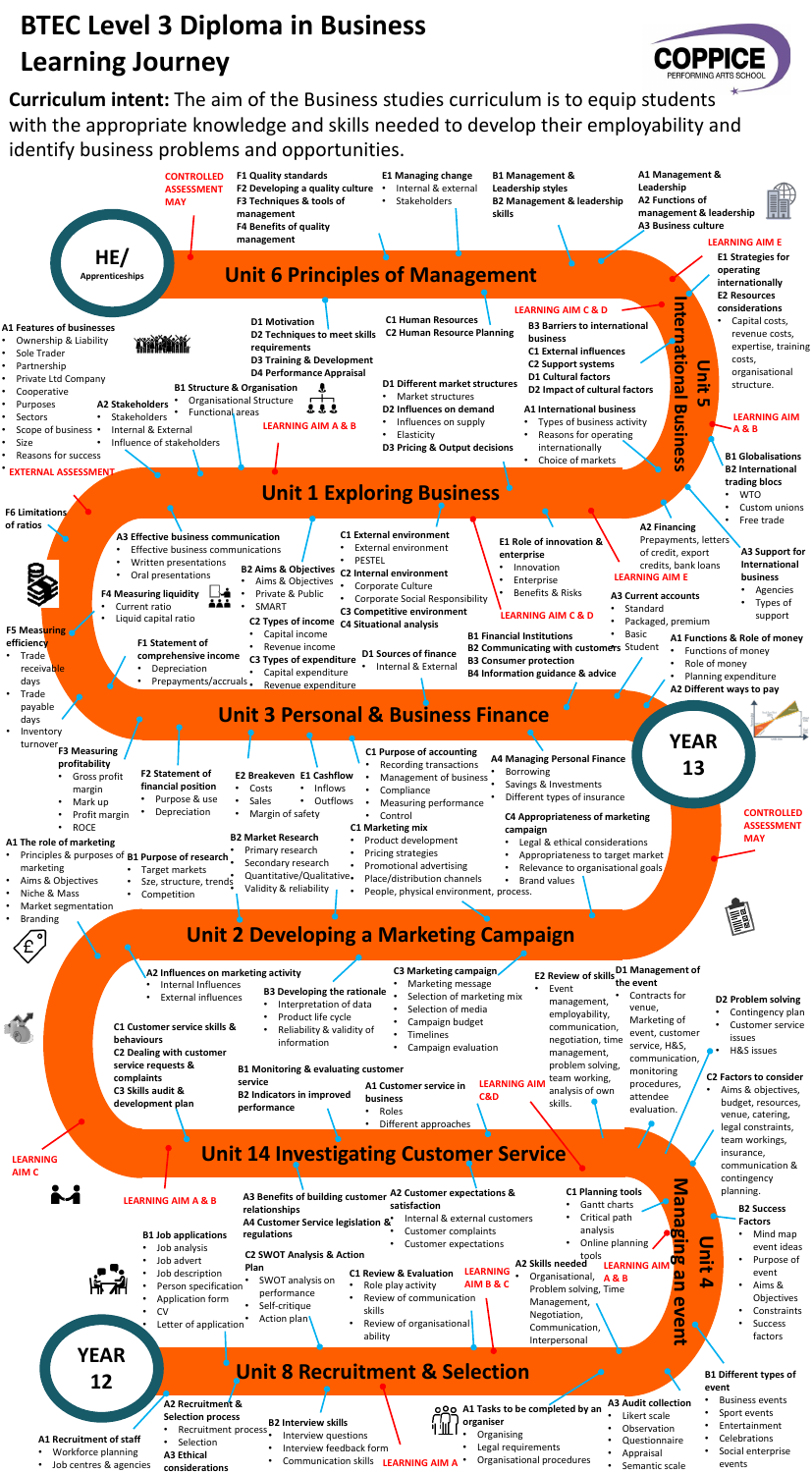# BTEC Level 3 Diploma in Business Learning Journey

**Curriculum intent:** The aim of the Business studies curriculum is to equip students with the appropriate knowledge and skills needed to develop their employability and identify business problems and opportunities.

## YEAR 12

## Unit 8 Recruitment & Selection

**A1 Recruitment of staff**
- Workforce planning
- Job centres & agencies

**A2 Recruitment & Selection process**
- Recruitment process
- Selection

**A3 Ethical considerations**

**LEARNING AIM A**

**B1 Job applications**
- Job analysis
- Job advert
- Job description
- Person specification
- Application form
- CV
- Letter of application

**B2 Interview skills**
- Interview questions
- Interview feedback form
- Communication skills

**LEARNING AIM A & B**

**C2 SWOT Analysis & Action Plan**
- SWOT analysis on performance
- Self-critique
- Action plan

**C1 Review & Evaluation**
- Role play activity
- Review of communication skills
- Review of organisational ability

**LEARNING AIM B & C**

## Unit 4 Managing an event

**A1 Tasks to be completed by an organiser**
- Organising
- Legal requirements
- Organisational procedures

**A2 Skills needed**
- Organisational, Problem solving, Time Management, Negotiation, Communication, Interpersonal

**A3 Audit collection**
- Likert scale
- Observation
- Questionnaire
- Appraisal
- Semantic scale

**LEARNING AIM A & B**

**B1 Different types of event**
- Business events
- Sport events
- Entertainment
- Celebrations
- Social enterprise events

**B2 Success Factors**
- Mind map event ideas
- Purpose of event
- Aims & Objectives
- Constraints
- Success factors

**C1 Planning tools**
- Gantt charts
- Critical path analysis
- Online planning tools

**C2 Factors to consider**
- Aims & objectives, budget, resources, venue, catering, legal constraints, team workings, insurance, communication & contingency planning.

**D1 Management of the event**
- Contracts for venue, Marketing of event, customer service, H&S, communication, monitoring procedures, attendee evaluation.

**D2 Problem solving**
- Contingency plan
- Customer service issues
- H&S issues

**E2 Review of skills**
- Event management, employability, communication, negotiation, time management, problem solving, team working, analysis of own skills.

**LEARNING AIM C&D**

## Unit 14 Investigating Customer Service

**LEARNING AIM A & B**

**A2 Customer expectations & satisfaction**
- Internal & external customers
- Customer complaints
- Customer expectations

**A3 Benefits of building customer relationships**

**A4 Customer Service legislation & regulations**

**A1 Customer service in business**
- Roles
- Different approaches

**B1 Monitoring & evaluating customer service**

**B2 Indicators in improved performance**

**C1 Customer service skills & behaviours**

**C2 Dealing with customer service requests & complaints**

**C3 Skills audit & development plan**

**LEARNING AIM C**

## Unit 2 Developing a Marketing Campaign

**A1 The role of marketing**
- Principles & purposes of marketing
- Aims & Objectives
- Niche & Mass
- Market segmentation
- Branding

**A2 Influences on marketing activity**
- Internal Influences
- External influences

**B1 Purpose of research**
- Target markets
- Sze, structure, trends
- Competition

**B2 Market Research**
- Primary research
- Secondary research
- Quantitative/Qualitative
- Validity & reliability

**B3 Developing the rationale**
- Interpretation of data
- Product life cycle
- Reliability & validity of information

**C1 Marketing mix**
- Product development
- Pricing strategies
- Promotional advertising
- Place/distribution channels
- People, physical environment, process.

**C3 Marketing campaign**
- Marketing message
- Selection of marketing mix
- Selection of media
- Campaign budget
- Timelines
- Campaign evaluation

**C4 Appropriateness of marketing campaign**
- Legal & ethical considerations
- Appropriateness to target market
- Relevance to organisational goals
- Brand values

**CONTROLLED ASSESSMENT MAY**

## YEAR 13

## Unit 3 Personal & Business Finance

**A1 Functions & Role of money**
- Functions of money
- Role of money
- Planning expenditure

**A2 Different ways to pay**

**A3 Current accounts**
- Standard
- Packaged, premium
- Basic
- Student

**A4 Managing Personal Finance**
- Borrowing
- Savings & Investments
- Different types of insurance

**B1 Financial Institutions**

**B2 Communicating with customers**

**B3 Consumer protection**

**B4 Information guidance & advice**

**C1 Purpose of accounting**
- Recording transactions
- Management of business
- Compliance
- Measuring performance
- Control

**C2 Types of income**
- Capital income
- Revenue income

**C3 Types of expenditure**
- Capital expenditure
- Revenue expenditure

**D1 Sources of finance**
- Internal & External

**E1 Cashflow**
- Inflows
- Outflows

**E2 Breakeven**
- Costs
- Sales
- Margin of safety

**F1 Statement of comprehensive income**
- Depreciation
- Prepayments/accruals

**F2 Statement of financial position**
- Purpose & use
- Depreciation

**F3 Measuring profitability**
- Gross profit margin
- Mark up
- Profit margin
- ROCE

**F4 Measuring liquidity**
- Current ratio
- Liquid capital ratio

**F5 Measuring efficiency**
- Trade receivable days
- Trade payable days
- Inventory turnover

**F6 Limitations of ratios**

**EXTERNAL ASSESSMENT**

## Unit 1 Exploring Business

**A1 Features of businesses**
- Ownership & Liability
- Sole Trader
- Partnership
- Private Ltd Company
- Cooperative
- Purposes
- Sectors
- Scope of business
- Size
- Reasons for success

**A2 Stakeholders**
- Stakeholders
- Internal & External
- Influence of stakeholders

**A3 Effective business communication**
- Effective business communications
- Written presentations
- Oral presentations

**B1 Structure & Organisation**
- Organisational Structure
- Functional areas

**B2 Aims & Objectives**
- Aims & Objectives
- Private & Public
- SMART

**LEARNING AIM A & B**

**C1 External environment**
- External environment
- PESTEL

**C2 Internal environment**
- Corporate Culture
- Corporate Social Responsibility

**C3 Competitive environment**

**C4 Situational analysis**

**D1 Different market structures**
- Market structures

**D2 Influences on demand**
- Influences on supply
- Elasticity

**D3 Pricing & Output decisions**

**E1 Role of innovation & enterprise**
- Innovation
- Enterprise
- Benefits & Risks

**LEARNING AIM C & D**

## Unit 5 International Business

**LEARNING AIM A & B**

**A1 International business**
- Types of business activity
- Reasons for operating internationally
- Choice of markets

**A2 Financing**
- Prepayments, letters of credit, export credits, bank loans

**A3 Support for International business**
- Agencies
- Types of support

**B1 Globalisations**

**B2 International trading blocs**
- WTO
- Custom unions
- Free trade

**B3 Barriers to international business**

**C1 External influences**

**C2 Support systems**

**D1 Cultural factors**

**D2 Impact of cultural factors**

**LEARNING AIM C & D**

**LEARNING AIM E**

**E1 Strategies for operating internationally**

**E2 Resources considerations**
- Capital costs, revenue costs, expertise, training costs, organisational structure.

## Unit 6 Principles of Management

**A1 Management & Leadership**

**A2 Functions of management & leadership**

**A3 Business culture**

**B1 Management & Leadership styles**

**B2 Management & leadership skills**

**C1 Human Resources**

**C2 Human Resource Planning**

**D1 Motivation**

**D2 Techniques to meet skills requirements**

**D3 Training & Development**

**D4 Performance Appraisal**

**E1 Managing change**
- Internal & external
- Stakeholders

**F1 Quality standards**

**F2 Developing a quality culture**

**F3 Techniques & tools of management**

**F4 Benefits of quality management**

**CONTROLLED ASSESSMENT MAY**

## HE/ Apprenticeships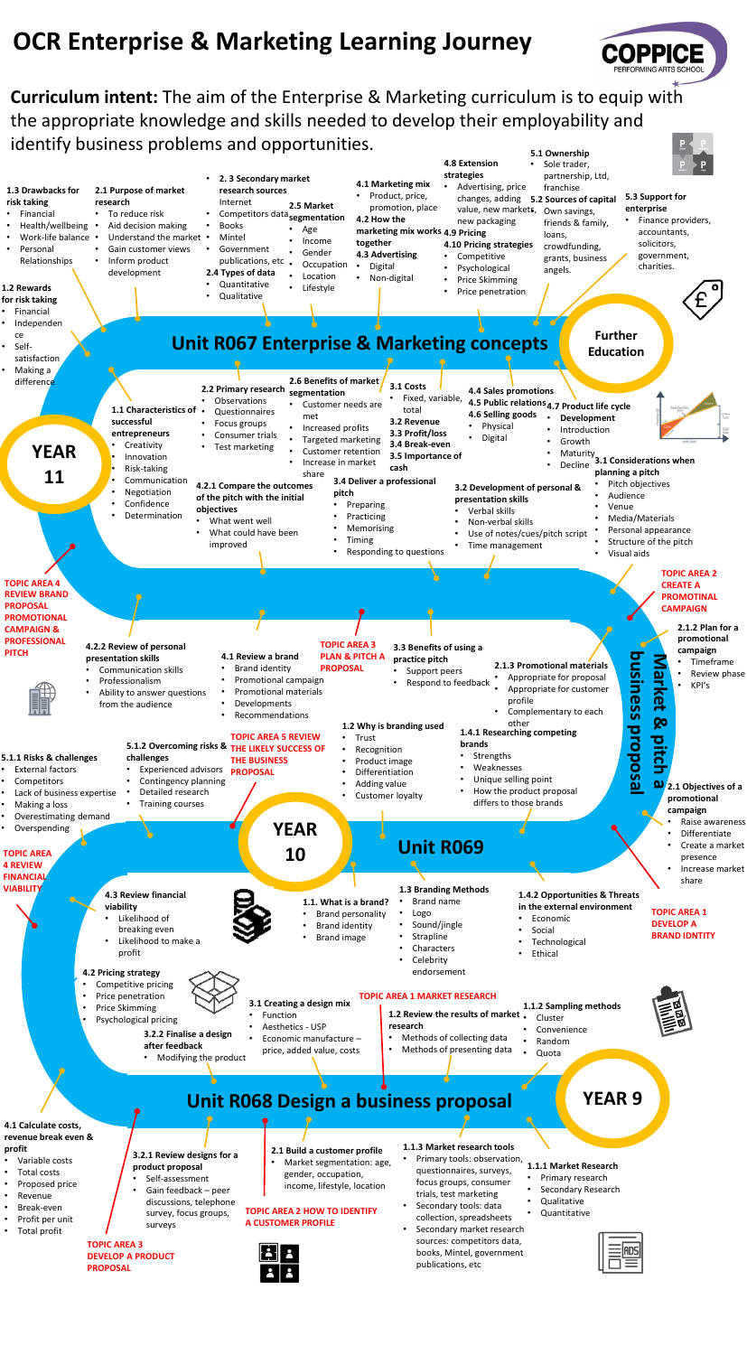# OCR Enterprise & Marketing Learning Journey

COPPICE PERFORMING ARTS SCHOOL

**Curriculum intent:** The aim of the Enterprise & Marketing curriculum is to equip with the appropriate knowledge and skills needed to develop their employability and identify business problems and opportunities.

## YEAR 11

## Unit R067 Enterprise & Marketing concepts

**1.1 Characteristics of successful entrepreneurs**
- Creativity
- Innovation
- Risk-taking
- Communication
- Negotiation
- Confidence
- Determination

**1.2 Rewards for risk taking**
- Financial
- Independence
- Self-satisfaction
- Making a difference

**1.3 Drawbacks for risk taking**
- Financial
- Health/wellbeing
- Work-life balance
- Personal Relationships

**2.1 Purpose of market research**
- To reduce risk
- Aid decision making
- Understand the market
- Gain customer views
- Inform product development

**2.2 Primary research**
- Observations
- Questionnaires
- Focus groups
- Consumer trials
- Test marketing

**2. 3 Secondary market research sources**
- Internet
- Competitors data
- Books
- Mintel
- Government publications, etc

**2.4 Types of data**
- Quantitative
- Qualitative

**2.5 Market segmentation**
- Age
- Income
- Gender
- Occupation
- Location
- Lifestyle

**2.6 Benefits of market segmentation**
- Customer needs are met
- Increased profits
- Targeted marketing
- Customer retention
- Increase in market share

**3.1 Costs**
- Fixed, variable, total

**3.2 Revenue**

**3.3 Profit/loss**

**3.4 Break-even**

**3.5 Importance of cash**

**4.1 Marketing mix**
- Product, price, promotion, place

**4.2 How the marketing mix works together**

**4.3 Advertising**
- Digital
- Non-digital

**4.4 Sales promotions**

**4.5 Public relations**

**4.6 Selling goods**
- Physical
- Digital

**4.7 Product life cycle**
- Development
- Introduction
- Growth
- Maturity
- Decline

**4.8 Extension strategies**
- Advertising, price changes, adding value, new markets, new packaging

**4.9 Pricing**

**4.10 Pricing strategies**
- Competitive
- Psychological
- Price Skimming
- Price penetration

**5.1 Ownership**
- Sole trader, partnership, Ltd, franchise

**5.2 Sources of capital**
- Own savings, friends & family, loans, crowdfunding, grants, business angels.

**5.3 Support for enterprise**
- Finance providers, accountants, solicitors, government, charities.

**Further Education**

## Unit R069 Market & pitch a business proposal

**TOPIC AREA 1 DEVELOP A BRAND IDNTITY**

**1.1. What is a brand?**
- Brand personality
- Brand identity
- Brand image

**1.2 Why is branding used**
- Trust
- Recognition
- Product image
- Differentiation
- Adding value
- Customer loyalty

**1.3 Branding Methods**
- Brand name
- Logo
- Sound/jingle
- Strapline
- Characters
- Celebrity endorsement

**1.4.1 Researching competing brands**
- Strengths
- Weaknesses
- Unique selling point
- How the product proposal differs to those brands

**1.4.2 Opportunities & Threats in the external environment**
- Economic
- Social
- Technological
- Ethical

**TOPIC AREA 2 CREATE A PROMOTINAL CAMPAIGN**

**2.1 Objectives of a promotional campaign**
- Raise awareness
- Differentiate
- Create a market presence
- Increase market share

**2.1.2 Plan for a promotional campaign**
- Timeframe
- Review phase
- KPI's

**2.1.3 Promotional materials**
- Appropriate for proposal
- Appropriate for customer profile
- Complementary to each other

**TOPIC AREA 3 PLAN & PITCH A PROPOSAL**

**3.1 Considerations when planning a pitch**
- Pitch objectives
- Audience
- Venue
- Media/Materials
- Personal appearance
- Structure of the pitch
- Visual aids

**3.2 Development of personal & presentation skills**
- Verbal skills
- Non-verbal skills
- Use of notes/cues/pitch script
- Time management

**3.3 Benefits of using a practice pitch**
- Support peers
- Respond to feedback

**3.4 Deliver a professional pitch**
- Preparing
- Practicing
- Memorising
- Timing
- Responding to questions

**TOPIC AREA 4 REVIEW BRAND PROPOSAL PROMOTIONAL CAMPAIGN & PROFESSIONAL PITCH**

**4.1 Review a brand**
- Brand identity
- Promotional campaign
- Promotional materials
- Developments
- Recommendations

**4.2.1 Compare the outcomes of the pitch with the initial objectives**
- What went well
- What could have been improved

**4.2.2 Review of personal presentation skills**
- Communication skills
- Professionalism
- Ability to answer questions from the audience

**TOPIC AREA 5 REVIEW THE LIKELY SUCCESS OF THE BUSINESS PROPOSAL**

**5.1.1 Risks & challenges**
- External factors
- Competitors
- Lack of business expertise
- Making a loss
- Overestimating demand
- Overspending

**5.1.2 Overcoming risks & challenges**
- Experienced advisors
- Contingency planning
- Detailed research
- Training courses

## YEAR 10

## YEAR 9

## Unit R068 Design a business proposal

**TOPIC AREA 1 MARKET RESEARCH**

**1.1.1 Market Research**
- Primary research
- Secondary Research
- Qualitative
- Quantitative

**1.1.2 Sampling methods**
- Cluster
- Convenience
- Random
- Quota

**1.1.3 Market research tools**
- Primary tools: observation, questionnaires, surveys, focus groups, consumer trials, test marketing
- Secondary tools: data collection, spreadsheets
- Secondary market research sources: competitors data, books, Mintel, government publications, etc

**1.2 Review the results of market research**
- Methods of collecting data
- Methods of presenting data

**TOPIC AREA 2 HOW TO IDENTIFY A CUSTOMER PROFILE**

**2.1 Build a customer profile**
- Market segmentation: age, gender, occupation, income, lifestyle, location

**TOPIC AREA 3 DEVELOP A PRODUCT PROPOSAL**

**3.1 Creating a design mix**
- Function
- Aesthetics - USP
- Economic manufacture – price, added value, costs

**3.2.1 Review designs for a product proposal**
- Self-assessment
- Gain feedback – peer discussions, telephone survey, focus groups, surveys

**3.2.2 Finalise a design after feedback**
- Modifying the product

**TOPIC AREA 4 REVIEW FINANCIAL VIABILITY**

**4.1 Calculate costs, revenue break even & profit**
- Variable costs
- Total costs
- Proposed price
- Revenue
- Break-even
- Profit per unit
- Total profit

**4.2 Pricing strategy**
- Competitive pricing
- Price penetration
- Price Skimming
- Psychological pricing

**4.3 Review financial viability**
- Likelihood of breaking even
- Likelihood to make a profit